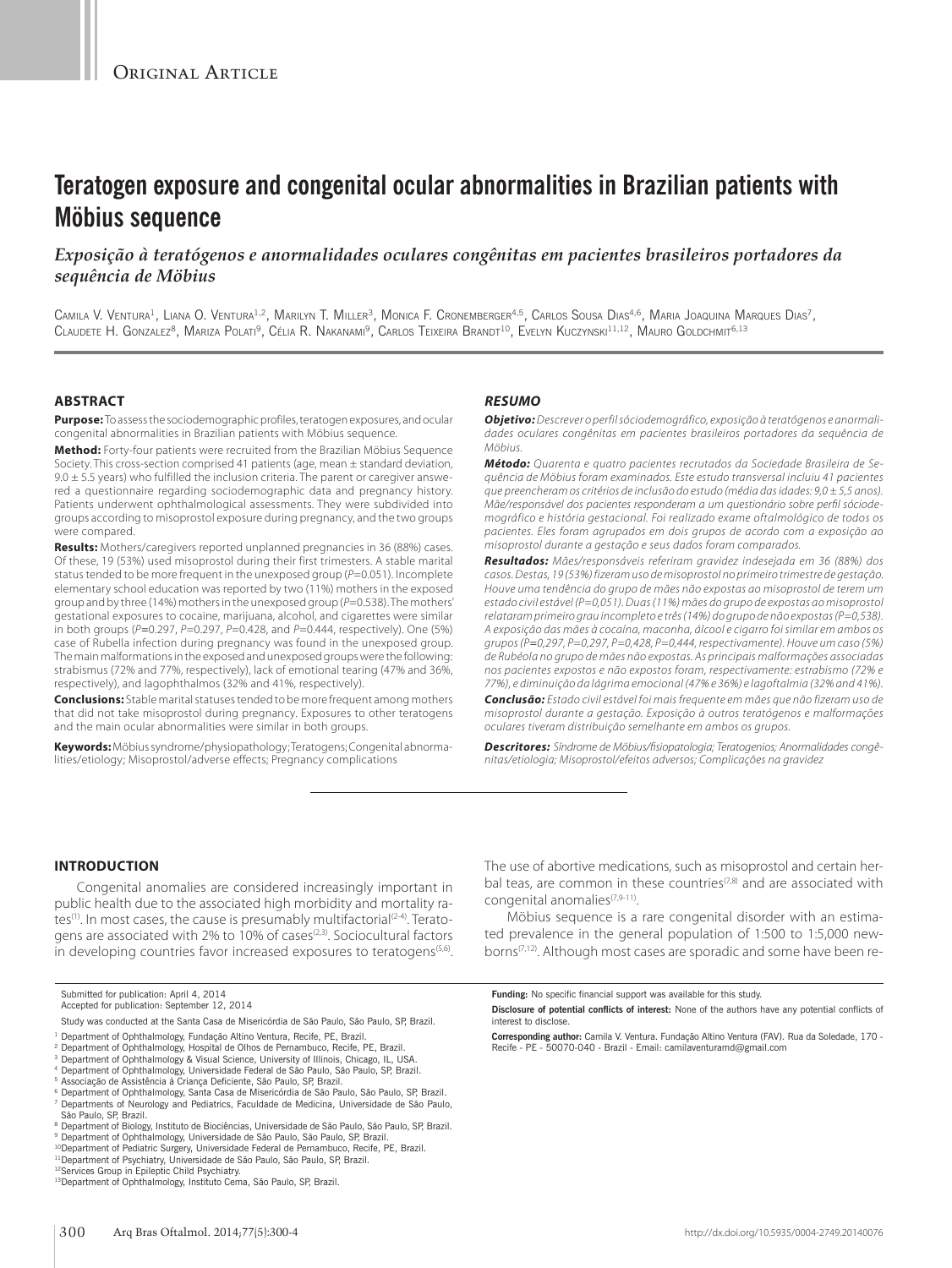Original Article

# Teratogen exposure and congenital ocular abnormalities in Brazilian patients with Möbius sequence

*Exposição à teratógenos e anormalidades oculares congênitas em pacientes brasileiros portadores da sequência de Möbius*

Camila V. Ventura[1], Liana O. Ventura[1,2], Marilyn T. Miller[3], Monica F. Cronemberger[4,5], Carlos Sousa Dias[4,6], Maria Joaquina Marques Dias[7], Claudete H. Gonzalez[8], Mariza Polati[9], Célia R. Nakanami[9], Carlos Teixeira Brandt[10], Evelyn Kuczynski[11,12], Mauro Goldchmit[6,13]

## ABSTRACT

**Purpose:** To assess the sociodemographic profiles, teratogen exposures, and ocular congenital abnormalities in Brazilian patients with Möbius sequence.

**Method:** Forty-four patients were recruited from the Brazilian Möbius Sequence Society. This cross-section comprised 41 patients (age, mean ± standard deviation, 9.0 ± 5.5 years) who fulfilled the inclusion criteria. The parent or caregiver answered a questionnaire regarding sociodemographic data and pregnancy history. Patients underwent ophthalmological assessments. They were subdivided into groups according to misoprostol exposure during pregnancy, and the two groups were compared.

**Results:** Mothers/caregivers reported unplanned pregnancies in 36 (88%) cases. Of these, 19 (53%) used misoprostol during their first trimesters. A stable marital status tended to be more frequent in the unexposed group ($P$=0.051). Incomplete elementary school education was reported by two (11%) mothers in the exposed group and by three (14%) mothers in the unexposed group ($P$=0.538). The mothers' gestational exposures to cocaine, marijuana, alcohol, and cigarettes were similar in both groups ($P$=0.297, $P$=0.297, $P$=0.428, and $P$=0.444, respectively). One (5%) case of Rubella infection during pregnancy was found in the unexposed group. The main malformations in the exposed and unexposed groups were the following: strabismus (72% and 77%, respectively), lack of emotional tearing (47% and 36%, respectively), and lagophthalmos (32% and 41%, respectively).

**Conclusions:** Stable marital statuses tended to be more frequent among mothers that did not take misoprostol during pregnancy. Exposures to other teratogens and the main ocular abnormalities were similar in both groups.

**Keywords:** Möbius syndrome/physiopathology; Teratogens; Congenital abnormalities/etiology; Misoprostol/adverse effects; Pregnancy complications

## *RESUMO*

***Objetivo:*** *Descrever o perfil sóciodemográfico, exposição à teratógenos e anormalidades oculares congênitas em pacientes brasileiros portadores da sequência de Möbius.*

***Método:*** *Quarenta e quatro pacientes recrutados da Sociedade Brasileira de Sequência de Möbius foram examinados. Este estudo transversal incluiu 41 pacientes que preencheram os critérios de inclusão do estudo (média das idades: 9,0 ± 5,5 anos). Mãe/responsável dos pacientes responderam a um questionário sobre perfil sóciodemográfico e história gestacional. Foi realizado exame oftalmológico de todos os pacientes. Eles foram agrupados em dois grupos de acordo com a exposição ao misoprostol durante a gestação e seus dados foram comparados.*

***Resultados:*** *Mães/responsáveis referiram gravidez indesejada em 36 (88%) dos casos. Destas, 19 (53%) fizeram uso de misoprostol no primeiro trimestre de gestação. Houve uma tendência do grupo de mães não expostas ao misoprostol de terem um estado civil estável (P=0,051). Duas (11%) mães do grupo de expostas ao misoprostol relataram primeiro grau incompleto e três (14%) do grupo de não expostas (P=0,538). A exposição das mães à cocaína, maconha, álcool e cigarro foi similar em ambos os grupos (P=0,297, P=0,297, P=0,428, P=0,444, respectivamente). Houve um caso (5%) de Rubéola no grupo de mães não expostas. As principais malformações associadas nos pacientes expostos e não expostos foram, respectivamente: estrabismo (72% e 77%), e diminuição da lágrima emocional (47% e 36%) e lagoftalmia (32% and 41%).*

***Conclusão:*** *Estado civil estável foi mais frequente em mães que não fizeram uso de misoprostol durante a gestação. Exposição à outros teratógenos e malformações oculares tiveram distribuição semelhante em ambos os grupos.*

***Descritores:*** *Síndrome de Möbius/fisiopatologia; Teratogenios; Anormalidades congênitas/etiologia; Misoprostol/efeitos adversos; Complicações na gravidez*

## INTRODUCTION

Congenital anomalies are considered increasingly important in public health due to the associated high morbidity and mortality rates[1]. In most cases, the cause is presumably multifactorial[2-4]. Teratogens are associated with 2% to 10% of cases[2,3]. Sociocultural factors in developing countries favor increased exposures to teratogens[5,6]. The use of abortive medications, such as misoprostol and certain herbal teas, are common in these countries[7,8] and are associated with congenital anomalies[7,9-11].

Möbius sequence is a rare congenital disorder with an estimated prevalence in the general population of 1:500 to 1:5,000 newborns[7,12]. Although most cases are sporadic and some have been re-

Submitted for publication: April 4, 2014
Accepted for publication: September 12, 2014

Study was conducted at the Santa Casa de Misericórdia de São Paulo, São Paulo, SP, Brazil.

[1] Department of Ophthalmology, Fundação Altino Ventura, Recife, PE, Brazil.
[2] Department of Ophthalmology, Hospital de Olhos de Pernambuco, Recife, PE, Brazil.
[3] Department of Ophthalmology & Visual Science, University of Illinois, Chicago, IL, USA.
[4] Department of Ophthalmology, Universidade Federal de São Paulo, São Paulo, SP, Brazil.
[5] Associação de Assistência à Criança Deficiente, São Paulo, SP, Brazil.
[6] Department of Ophthalmology, Santa Casa de Misericórdia de São Paulo, São Paulo, SP, Brazil.
[7] Departments of Neurology and Pediatrics, Faculdade de Medicina, Universidade de São Paulo, São Paulo, SP, Brazil.
[8] Department of Biology, Instituto de Biociências, Universidade de São Paulo, São Paulo, SP, Brazil.
[9] Department of Ophthalmology, Universidade de São Paulo, São Paulo, SP, Brazil.
[10] Department of Pediatric Surgery, Universidade Federal de Pernambuco, Recife, PE, Brazil.
[11] Department of Psychiatry, Universidade de São Paulo, São Paulo, SP, Brazil.
[12] Services Group in Epileptic Child Psychiatry.
[13] Department of Ophthalmology, Instituto Cema, São Paulo, SP, Brazil.

**Funding:** No specific financial support was available for this study.

**Disclosure of potential conflicts of interest:** None of the authors have any potential conflicts of interest to disclose.

**Corresponding author:** Camila V. Ventura. Fundação Altino Ventura (FAV). Rua da Soledade, 170 - Recife - PE - 50070-040 - Brazil - Email: camilaventuramd@gmail.com

http://dx.doi.org/10.5935/0004-2749.20140076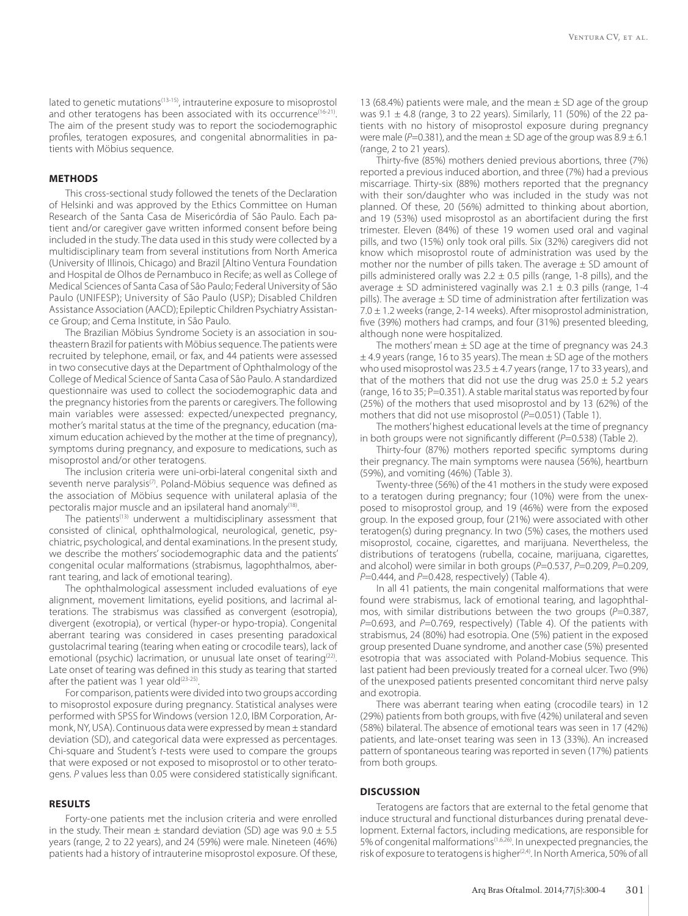lated to genetic mutations[13-15], intrauterine exposure to misoprostol and other teratogens has been associated with its occurrence[16-21]. The aim of the present study was to report the sociodemographic profiles, teratogen exposures, and congenital abnormalities in patients with Möbius sequence.

## METHODS

This cross-sectional study followed the tenets of the Declaration of Helsinki and was approved by the Ethics Committee on Human Research of the Santa Casa de Misericórdia de São Paulo. Each patient and/or caregiver gave written informed consent before being included in the study. The data used in this study were collected by a multidisciplinary team from several institutions from North America (University of Illinois, Chicago) and Brazil [Altino Ventura Foundation and Hospital de Olhos de Pernambuco in Recife; as well as College of Medical Sciences of Santa Casa of São Paulo; Federal University of São Paulo (UNIFESP); University of São Paulo (USP); Disabled Children Assistance Association (AACD); Epileptic Children Psychiatry Assistance Group; and Cema Institute, in São Paulo.

The Brazilian Möbius Syndrome Society is an association in southeastern Brazil for patients with Möbius sequence. The patients were recruited by telephone, email, or fax, and 44 patients were assessed in two consecutive days at the Department of Ophthalmology of the College of Medical Science of Santa Casa of São Paulo. A standardized questionnaire was used to collect the sociodemographic data and the pregnancy histories from the parents or caregivers. The following main variables were assessed: expected/unexpected pregnancy, mother's marital status at the time of the pregnancy, education (maximum education achieved by the mother at the time of pregnancy), symptoms during pregnancy, and exposure to medications, such as misoprostol and/or other teratogens.

The inclusion criteria were uni-orbi-lateral congenital sixth and seventh nerve paralysis[7]. Poland-Möbius sequence was defined as the association of Möbius sequence with unilateral aplasia of the pectoralis major muscle and an ipsilateral hand anomaly[18].

The patients[13] underwent a multidisciplinary assessment that consisted of clinical, ophthalmological, neurological, genetic, psychiatric, psychological, and dental examinations. In the present study, we describe the mothers' sociodemographic data and the patients' congenital ocular malformations (strabismus, lagophthalmos, aberrant tearing, and lack of emotional tearing).

The ophthalmological assessment included evaluations of eye alignment, movement limitations, eyelid positions, and lacrimal alterations. The strabismus was classified as convergent (esotropia), divergent (exotropia), or vertical (hyper-or hypo-tropia). Congenital aberrant tearing was considered in cases presenting paradoxical gustolacrimal tearing (tearing when eating or crocodile tears), lack of emotional (psychic) lacrimation, or unusual late onset of tearing[22]. Late onset of tearing was defined in this study as tearing that started after the patient was 1 year old[23-25].

For comparison, patients were divided into two groups according to misoprostol exposure during pregnancy. Statistical analyses were performed with SPSS for Windows (version 12.0, IBM Corporation, Armonk, NY, USA). Continuous data were expressed by mean ± standard deviation (SD), and categorical data were expressed as percentages. Chi-square and Student's *t*-tests were used to compare the groups that were exposed or not exposed to misoprostol or to other teratogens. *P* values less than 0.05 were considered statistically significant.

## RESULTS

Forty-one patients met the inclusion criteria and were enrolled in the study. Their mean ± standard deviation (SD) age was 9.0 ± 5.5 years (range, 2 to 22 years), and 24 (59%) were male. Nineteen (46%) patients had a history of intrauterine misoprostol exposure. Of these, 13 (68.4%) patients were male, and the mean ± SD age of the group was 9.1 ± 4.8 (range, 3 to 22 years). Similarly, 11 (50%) of the 22 patients with no history of misoprostol exposure during pregnancy were male (*P*=0.381), and the mean ± SD age of the group was 8.9 ± 6.1 (range, 2 to 21 years).

Thirty-five (85%) mothers denied previous abortions, three (7%) reported a previous induced abortion, and three (7%) had a previous miscarriage. Thirty-six (88%) mothers reported that the pregnancy with their son/daughter who was included in the study was not planned. Of these, 20 (56%) admitted to thinking about abortion, and 19 (53%) used misoprostol as an abortifacient during the first trimester. Eleven (84%) of these 19 women used oral and vaginal pills, and two (15%) only took oral pills. Six (32%) caregivers did not know which misoprostol route of administration was used by the mother nor the number of pills taken. The average ± SD amount of pills administered orally was 2.2 ± 0.5 pills (range, 1-8 pills), and the average ± SD administered vaginally was 2.1 ± 0.3 pills (range, 1-4 pills). The average ± SD time of administration after fertilization was 7.0 ± 1.2 weeks (range, 2-14 weeks). After misoprostol administration, five (39%) mothers had cramps, and four (31%) presented bleeding, although none were hospitalized.

The mothers' mean ± SD age at the time of pregnancy was 24.3 ± 4.9 years (range, 16 to 35 years). The mean ± SD age of the mothers who used misoprostol was 23.5 ± 4.7 years (range, 17 to 33 years), and that of the mothers that did not use the drug was 25.0 ± 5.2 years (range, 16 to 35; P=0.351). A stable marital status was reported by four (25%) of the mothers that used misoprostol and by 13 (62%) of the mothers that did not use misoprostol (*P*=0.051) (Table 1).

The mothers' highest educational levels at the time of pregnancy in both groups were not significantly different (*P*=0.538) (Table 2).

Thirty-four (87%) mothers reported specific symptoms during their pregnancy. The main symptoms were nausea (56%), heartburn (59%), and vomiting (46%) (Table 3).

Twenty-three (56%) of the 41 mothers in the study were exposed to a teratogen during pregnancy; four (10%) were from the unexposed to misoprostol group, and 19 (46%) were from the exposed group. In the exposed group, four (21%) were associated with other teratogen(s) during pregnancy. In two (5%) cases, the mothers used misoprostol, cocaine, cigarettes, and marijuana. Nevertheless, the distributions of teratogens (rubella, cocaine, marijuana, cigarettes, and alcohol) were similar in both groups (*P*=0.537, *P*=0.209, *P*=0.209, *P*=0.444, and *P*=0.428, respectively) (Table 4).

In all 41 patients, the main congenital malformations that were found were strabismus, lack of emotional tearing, and lagophthalmos, with similar distributions between the two groups (*P*=0.387, *P*=0.693, and *P*=0.769, respectively) (Table 4). Of the patients with strabismus, 24 (80%) had esotropia. One (5%) patient in the exposed group presented Duane syndrome, and another case (5%) presented esotropia that was associated with Poland-Mobius sequence. This last patient had been previously treated for a corneal ulcer. Two (9%) of the unexposed patients presented concomitant third nerve palsy and exotropia.

There was aberrant tearing when eating (crocodile tears) in 12 (29%) patients from both groups, with five (42%) unilateral and seven (58%) bilateral. The absence of emotional tears was seen in 17 (42%) patients, and late-onset tearing was seen in 13 (33%). An increased pattern of spontaneous tearing was reported in seven (17%) patients from both groups.

## DISCUSSION

Teratogens are factors that are external to the fetal genome that induce structural and functional disturbances during prenatal development. External factors, including medications, are responsible for 5% of congenital malformations[1,6,26]. In unexpected pregnancies, the risk of exposure to teratogens is higher[2,4]. In North America, 50% of all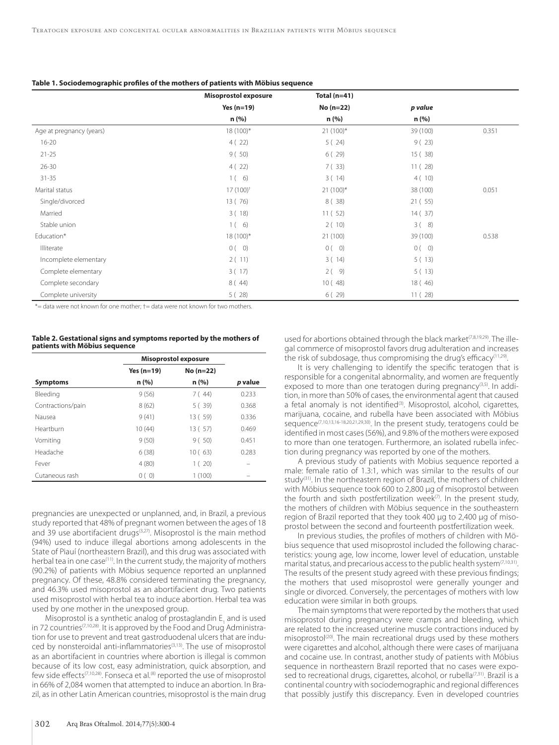**Table 1. Sociodemographic profiles of the mothers of patients with Möbius sequence**

| | Misoprostol exposure | Total (n=41) | | |
|---|---|---|---|---|
| | Yes (n=19) | No (n=22) | *p value* | |
| | n (%) | n (%) | n (%) | |
| Age at pregnancy (years) | 18 (100)* | 21 (100)* | 39 (100) | 0.351 |
| 16-20 | 4 ( 22) | 5 ( 24) | 9 ( 23) | |
| 21-25 | 9 ( 50) | 6 ( 29) | 15 ( 38) | |
| 26-30 | 4 ( 22) | 7 ( 33) | 11 ( 28) | |
| 31-35 | 1 ( 6) | 3 ( 14) | 4 ( 10) | |
| Marital status | 17 (100)† | 21 (100)* | 38 (100) | 0.051 |
| Single/divorced | 13 ( 76) | 8 ( 38) | 21 ( 55) | |
| Married | 3 ( 18) | 11 ( 52) | 14 ( 37) | |
| Stable union | 1 ( 6) | 2 ( 10) | 3 ( 8) | |
| Education* | 18 (100)* | 21 (100) | 39 (100) | 0.538 |
| Illiterate | 0 ( 0) | 0 ( 0) | 0 ( 0) | |
| Incomplete elementary | 2 ( 11) | 3 ( 14) | 5 ( 13) | |
| Complete elementary | 3 ( 17) | 2 ( 9) | 5 ( 13) | |
| Complete secondary | 8 ( 44) | 10 ( 48) | 18 ( 46) | |
| Complete university | 5 ( 28) | 6 ( 29) | 11 ( 28) | |

*= data were not known for one mother; †= data were not known for two mothers.

**Table 2. Gestational signs and symptoms reported by the mothers of patients with Möbius sequence**

| | Misoprostol exposure | | |
|---|---|---|---|
| | Yes (n=19) | No (n=22) | |
| **Symptoms** | n (%) | n (%) | *p* value |
| Bleeding | 9 (56) | 7 ( 44) | 0.233 |
| Contractions/pain | 8 (62) | 5 ( 39) | 0.368 |
| Nausea | 9 (41) | 13 ( 59) | 0.336 |
| Heartburn | 10 (44) | 13 ( 57) | 0.469 |
| Vomiting | 9 (50) | 9 ( 50) | 0.451 |
| Headache | 6 (38) | 10 ( 63) | 0.283 |
| Fever | 4 (80) | 1 ( 20) | – |
| Cutaneous rash | 0 ( 0) | 1 (100) | – |

pregnancies are unexpected or unplanned, and, in Brazil, a previous study reported that 48% of pregnant women between the ages of 18 and 39 use abortifacient drugs[3,27]. Misoprostol is the main method (94%) used to induce illegal abortions among adolescents in the State of Piauí (northeastern Brazil), and this drug was associated with herbal tea in one case[11]. In the current study, the majority of mothers (90.2%) of patients with Möbius sequence reported an unplanned pregnancy. Of these, 48.8% considered terminating the pregnancy, and 46.3% used misoprostol with herbal tea as an abortifacient drug. Two patients used misoprostol with herbal tea to induce abortion. Herbal tea was used by one mother in the unexposed group.

Misoprostol is a synthetic analog of prostaglandin $E_1$ and is used in 72 countries[7,10,28]. It is approved by the Food and Drug Administration for use to prevent and treat gastroduodenal ulcers that are induced by nonsteroidal anti-inflammatories[3,13]. The use of misoprostol as an abortifacient in countries where abortion is illegal is common because of its low cost, easy administration, quick absorption, and few side effects[7,10,28]. Fonseca et al.[8] reported the use of misoprostol in 66% of 2,084 women that attempted to induce an abortion. In Brazil, as in other Latin American countries, misoprostol is the main drug used for abortions obtained through the black market[7,8,19,29]. The illegal commerce of misoprostol favors drug adulteration and increases the risk of subdosage, thus compromising the drug's efficacy[11,29].

It is very challenging to identify the specific teratogen that is responsible for a congenital abnormality, and women are frequently exposed to more than one teratogen during pregnancy[3,5]. In addition, in more than 50% of cases, the environmental agent that caused a fetal anomaly is not identified[3]. Misoprostol, alcohol, cigarettes, marijuana, cocaine, and rubella have been associated with Möbius sequence[7,10,13,16-18,20,21,29,30]. In the present study, teratogens could be identified in most cases (56%), and 9.8% of the mothers were exposed to more than one teratogen. Furthermore, an isolated rubella infection during pregnancy was reported by one of the mothers.

A previous study of patients with Mobius sequence reported a male: female ratio of 1.3:1, which was similar to the results of our study[31]. In the northeastern region of Brazil, the mothers of children with Möbius sequence took 600 to 2,800 µg of misoprostol between the fourth and sixth postfertilization week[7]. In the present study, the mothers of children with Möbius sequence in the southeastern region of Brazil reported that they took 400 µg to 2,400 µg of misoprostol between the second and fourteenth postfertilization week.

In previous studies, the profiles of mothers of children with Möbius sequence that used misoprostol included the following characteristics: young age, low income, lower level of education, unstable marital status, and precarious access to the public health system[7,10,31]. The results of the present study agreed with these previous findings; the mothers that used misoprostol were generally younger and single or divorced. Conversely, the percentages of mothers with low education were similar in both groups.

The main symptoms that were reported by the mothers that used misoprostol during pregnancy were cramps and bleeding, which are related to the increased uterine muscle contractions induced by misoprostol[20]. The main recreational drugs used by these mothers were cigarettes and alcohol, although there were cases of marijuana and cocaine use. In contrast, another study of patients with Möbius sequence in northeastern Brazil reported that no cases were exposed to recreational drugs, cigarettes, alcohol, or rubella[7,31]. Brazil is a continental country with sociodemographic and regional differences that possibly justify this discrepancy. Even in developed countries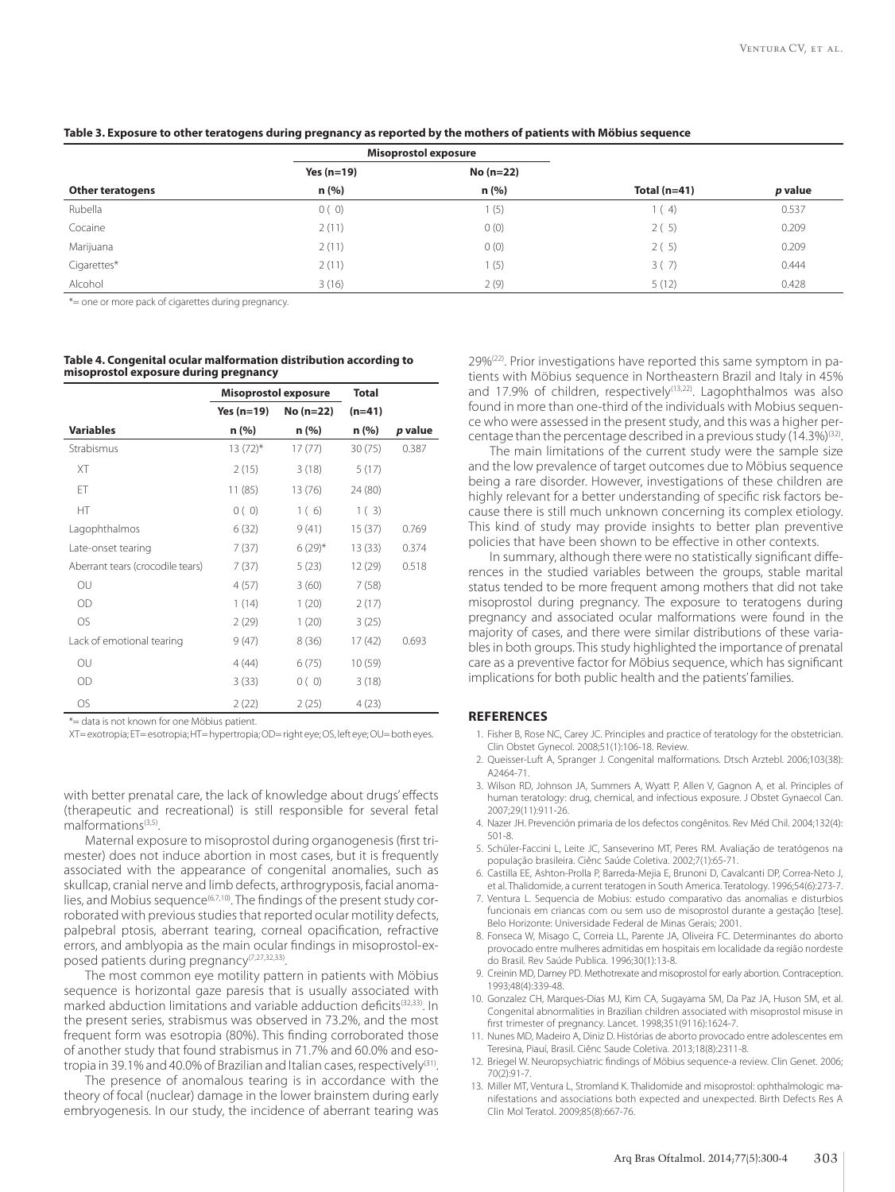**Table 3. Exposure to other teratogens during pregnancy as reported by the mothers of patients with Möbius sequence**

| | Misoprostol exposure | | | |
|---|---|---|---|---|
| | Yes (n=19) | No (n=22) | | |
| Other teratogens | n (%) | n (%) | Total (n=41) | p value |
| Rubella | 0 ( 0) | 1 (5) | 1 ( 4) | 0.537 |
| Cocaine | 2 (11) | 0 (0) | 2 ( 5) | 0.209 |
| Marijuana | 2 (11) | 0 (0) | 2 ( 5) | 0.209 |
| Cigarettes* | 2 (11) | 1 (5) | 3 ( 7) | 0.444 |
| Alcohol | 3 (16) | 2 (9) | 5 (12) | 0.428 |

*= one or more pack of cigarettes during pregnancy.

**Table 4. Congenital ocular malformation distribution according to misoprostol exposure during pregnancy**

| | Misoprostol exposure | | Total | |
|---|---|---|---|---|
| | Yes (n=19) | No (n=22) | (n=41) | |
| Variables | n (%) | n (%) | n (%) | p value |
| Strabismus | 13 (72)* | 17 (77) | 30 (75) | 0.387 |
| XT | 2 (15) | 3 (18) | 5 (17) | |
| ET | 11 (85) | 13 (76) | 24 (80) | |
| HT | 0 ( 0) | 1 ( 6) | 1 ( 3) | |
| Lagophthalmos | 6 (32) | 9 (41) | 15 (37) | 0.769 |
| Late-onset tearing | 7 (37) | 6 (29)* | 13 (33) | 0.374 |
| Aberrant tears (crocodile tears) | 7 (37) | 5 (23) | 12 (29) | 0.518 |
| OU | 4 (57) | 3 (60) | 7 (58) | |
| OD | 1 (14) | 1 (20) | 2 (17) | |
| OS | 2 (29) | 1 (20) | 3 (25) | |
| Lack of emotional tearing | 9 (47) | 8 (36) | 17 (42) | 0.693 |
| OU | 4 (44) | 6 (75) | 10 (59) | |
| OD | 3 (33) | 0 ( 0) | 3 (18) | |
| OS | 2 (22) | 2 (25) | 4 (23) | |

*= data is not known for one Möbius patient.
XT= exotropia; ET= esotropia; HT= hypertropia; OD= right eye; OS, left eye; OU= both eyes.

with better prenatal care, the lack of knowledge about drugs' effects (therapeutic and recreational) is still responsible for several fetal malformations[3,5].

Maternal exposure to misoprostol during organogenesis (first trimester) does not induce abortion in most cases, but it is frequently associated with the appearance of congenital anomalies, such as skullcap, cranial nerve and limb defects, arthrogryposis, facial anomalies, and Mobius sequence[6,7,10]. The findings of the present study corroborated with previous studies that reported ocular motility defects, palpebral ptosis, aberrant tearing, corneal opacification, refractive errors, and amblyopia as the main ocular findings in misoprostol-exposed patients during pregnancy[7,27,32,33].

The most common eye motility pattern in patients with Möbius sequence is horizontal gaze paresis that is usually associated with marked abduction limitations and variable adduction deficits[32,33]. In the present series, strabismus was observed in 73.2%, and the most frequent form was esotropia (80%). This finding corroborated those of another study that found strabismus in 71.7% and 60.0% and esotropia in 39.1% and 40.0% of Brazilian and Italian cases, respectively[31].

The presence of anomalous tearing is in accordance with the theory of focal (nuclear) damage in the lower brainstem during early embryogenesis. In our study, the incidence of aberrant tearing was 29%[22]. Prior investigations have reported this same symptom in patients with Möbius sequence in Northeastern Brazil and Italy in 45% and 17.9% of children, respectively[13,22]. Lagophthalmos was also found in more than one-third of the individuals with Mobius sequence who were assessed in the present study, and this was a higher percentage than the percentage described in a previous study (14.3%)[32].

The main limitations of the current study were the sample size and the low prevalence of target outcomes due to Möbius sequence being a rare disorder. However, investigations of these children are highly relevant for a better understanding of specific risk factors because there is still much unknown concerning its complex etiology. This kind of study may provide insights to better plan preventive policies that have been shown to be effective in other contexts.

In summary, although there were no statistically significant differences in the studied variables between the groups, stable marital status tended to be more frequent among mothers that did not take misoprostol during pregnancy. The exposure to teratogens during pregnancy and associated ocular malformations were found in the majority of cases, and there were similar distributions of these variables in both groups. This study highlighted the importance of prenatal care as a preventive factor for Möbius sequence, which has significant implications for both public health and the patients' families.

## REFERENCES

1. Fisher B, Rose NC, Carey JC. Principles and practice of teratology for the obstetrician. Clin Obstet Gynecol. 2008;51(1):106-18. Review.
2. Queisser-Luft A, Spranger J. Congenital malformations. Dtsch Arztebl. 2006;103(38): A2464-71.
3. Wilson RD, Johnson JA, Summers A, Wyatt P, Allen V, Gagnon A, et al. Principles of human teratology: drug, chemical, and infectious exposure. J Obstet Gynaecol Can. 2007;29(11):911-26.
4. Nazer JH. Prevención primaria de los defectos congênitos. Rev Méd Chil. 2004;132(4): 501-8.
5. Schüler-Faccini L, Leite JC, Sanseverino MT, Peres RM. Avaliação de teratógenos na população brasileira. Ciênc Saúde Coletiva. 2002;7(1):65-71.
6. Castilla EE, Ashton-Prolla P, Barreda-Mejia E, Brunoni D, Cavalcanti DP, Correa-Neto J, et al. Thalidomide, a current teratogen in South America. Teratology. 1996;54(6):273-7.
7. Ventura L. Sequencia de Mobius: estudo comparativo das anomalias e disturbios funcionais em criancas com ou sem uso de misoprostol durante a gestação [tese]. Belo Horizonte: Universidade Federal de Minas Gerais; 2001.
8. Fonseca W, Misago C, Correia LL, Parente JA, Oliveira FC. Determinantes do aborto provocado entre mulheres admitidas em hospitais em localidade da região nordeste do Brasil. Rev Saúde Publica. 1996;30(1):13-8.
9. Creinin MD, Darney PD. Methotrexate and misoprostol for early abortion. Contraception. 1993;48(4):339-48.
10. Gonzalez CH, Marques-Dias MJ, Kim CA, Sugayama SM, Da Paz JA, Huson SM, et al. Congenital abnormalities in Brazilian children associated with misoprostol misuse in first trimester of pregnancy. Lancet. 1998;351(9116):1624-7.
11. Nunes MD, Madeiro A, Diniz D. Histórias de aborto provocado entre adolescentes em Teresina, Piauí, Brasil. Ciênc Saude Coletiva. 2013;18(8):2311-8.
12. Briegel W. Neuropsychiatric findings of Möbius sequence-a review. Clin Genet. 2006; 70(2):91-7.
13. Miller MT, Ventura L, Stromland K. Thalidomide and misoprostol: ophthalmologic manifestations and associations both expected and unexpected. Birth Defects Res A Clin Mol Teratol. 2009;85(8):667-76.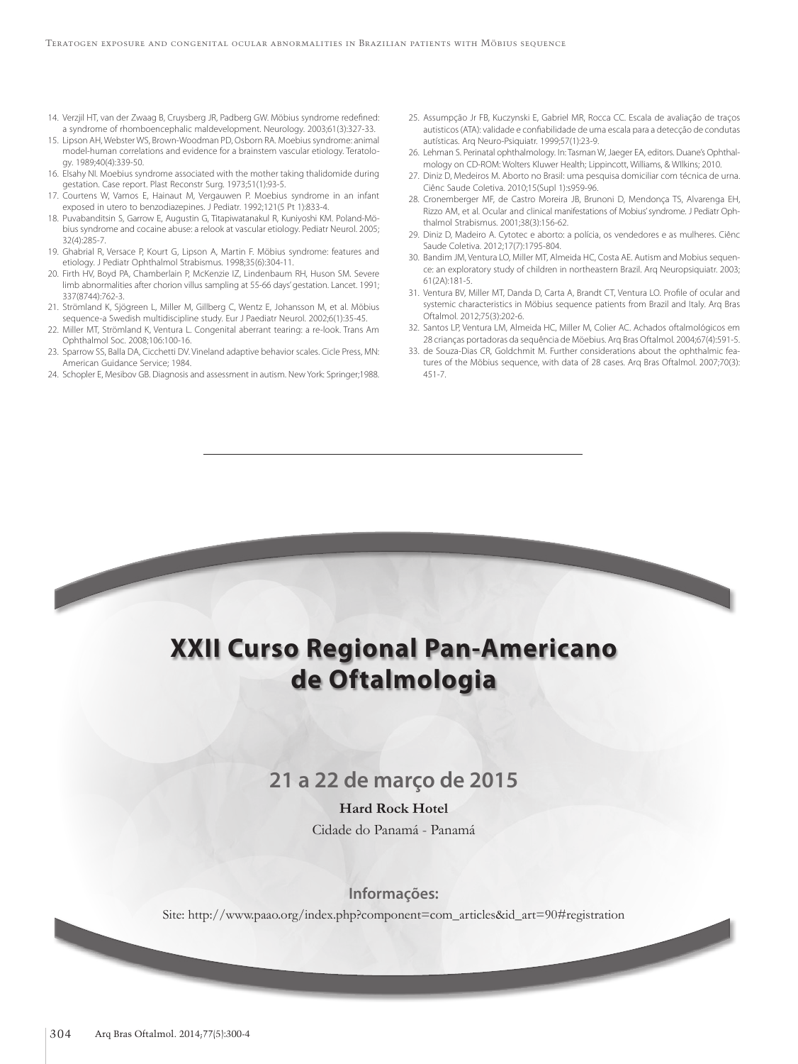14. Verzjil HT, van der Zwaag B, Cruysberg JR, Padberg GW. Möbius syndrome redefined: a syndrome of rhomboencephalic maldevelopment. Neurology. 2003;61(3):327-33.
15. Lipson AH, Webster WS, Brown-Woodman PD, Osborn RA. Moebius syndrome: animal model-human correlations and evidence for a brainstem vascular etiology. Teratology. 1989;40(4):339-50.
16. Elsahy NI. Moebius syndrome associated with the mother taking thalidomide during gestation. Case report. Plast Reconstr Surg. 1973;51(1):93-5.
17. Courtens W, Vamos E, Hainaut M, Vergauwen P. Moebius syndrome in an infant exposed in utero to benzodiazepines. J Pediatr. 1992;121(5 Pt 1):833-4.
18. Puvabanditsin S, Garrow E, Augustin G, Titapiwatanakul R, Kuniyoshi KM. Poland-Möbius syndrome and cocaine abuse: a relook at vascular etiology. Pediatr Neurol. 2005; 32(4):285-7.
19. Ghabrial R, Versace P, Kourt G, Lipson A, Martin F. Möbius syndrome: features and etiology. J Pediatr Ophthalmol Strabismus. 1998;35(6):304-11.
20. Firth HV, Boyd PA, Chamberlain P, McKenzie IZ, Lindenbaum RH, Huson SM. Severe limb abnormalities after chorion villus sampling at 55-66 days' gestation. Lancet. 1991; 337(8744):762-3.
21. Strömland K, Sjögreen L, Miller M, Gillberg C, Wentz E, Johansson M, et al. Möbius sequence-a Swedish multidiscipline study. Eur J Paediatr Neurol. 2002;6(1):35-45.
22. Miller MT, Strömland K, Ventura L. Congenital aberrant tearing: a re-look. Trans Am Ophthalmol Soc. 2008;106:100-16.
23. Sparrow SS, Balla DA, Cicchetti DV. Vineland adaptive behavior scales. Cicle Press, MN: American Guidance Service; 1984.
24. Schopler E, Mesibov GB. Diagnosis and assessment in autism. New York: Springer;1988.
25. Assumpção Jr FB, Kuczynski E, Gabriel MR, Rocca CC. Escala de avaliação de traços autisticos (ATA): validade e confiabilidade de uma escala para a detecção de condutas autísticas. Arq Neuro-Psiquiatr. 1999;57(1):23-9.
26. Lehman S. Perinatal ophthalmology. In: Tasman W, Jaeger EA, editors. Duane's Ophthalmology on CD-ROM: Wolters Kluwer Health; Lippincott, Williams, & WIlkins; 2010.
27. Diniz D, Medeiros M. Aborto no Brasil: uma pesquisa domiciliar com técnica de urna. Ciênc Saude Coletiva. 2010;15(Supl 1):s959-96.
28. Cronemberger MF, de Castro Moreira JB, Brunoni D, Mendonça TS, Alvarenga EH, Rizzo AM, et al. Ocular and clinical manifestations of Mobius' syndrome. J Pediatr Ophthalmol Strabismus. 2001;38(3):156-62.
29. Diniz D, Madeiro A. Cytotec e aborto: a polícia, os vendedores e as mulheres. Ciênc Saude Coletiva. 2012;17(7):1795-804.
30. Bandim JM, Ventura LO, Miller MT, Almeida HC, Costa AE. Autism and Mobius sequence: an exploratory study of children in northeastern Brazil. Arq Neuropsiquiatr. 2003; 61(2A):181-5.
31. Ventura BV, Miller MT, Danda D, Carta A, Brandt CT, Ventura LO. Profile of ocular and systemic characteristics in Möbius sequence patients from Brazil and Italy. Arq Bras Oftalmol. 2012;75(3):202-6.
32. Santos LP, Ventura LM, Almeida HC, Miller M, Colier AC. Achados oftalmológicos em 28 crianças portadoras da sequência de Möebius. Arq Bras Oftalmol. 2004;67(4):591-5.
33. de Souza-Dias CR, Goldchmit M. Further considerations about the ophthalmic features of the Möbius sequence, with data of 28 cases. Arq Bras Oftalmol. 2007;70(3): 451-7.

---

# XXII Curso Regional Pan-Americano de Oftalmologia

## 21 a 22 de março de 2015

**Hard Rock Hotel**

Cidade do Panamá - Panamá

**Informações:**

Site: http://www.paao.org/index.php?component=com_articles&id_art=90#registration